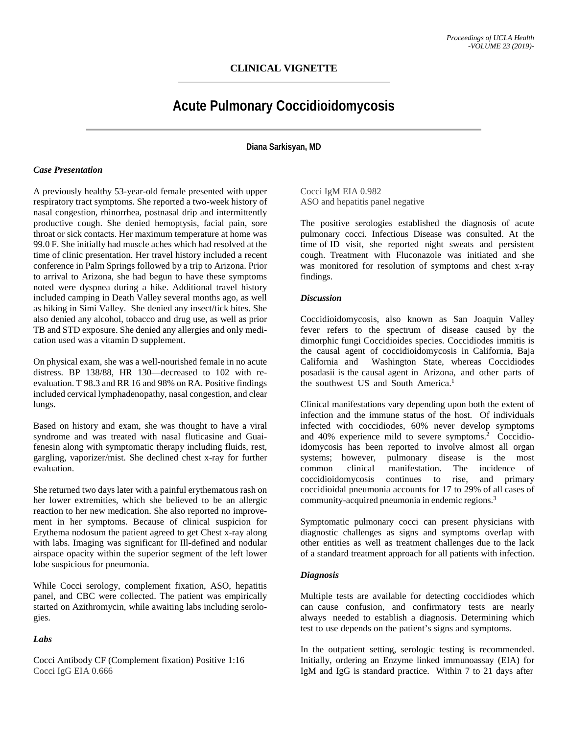## CLINICAL VIGNETTE

# Acute Pulmonary Coccidioidomycosis

**Diana Sarkisyan, MD**

### *Case Presentation*

A previously healthy 53-year-old female presented with upper respiratory tract symptoms. She reported a two-week history of nasal congestion, rhinorrhea, postnasal drip and intermittently productive cough. She denied hemoptysis, facial pain, sore throat or sick contacts. Her maximum temperature at home was 99.0 F. She initially had muscle aches which had resolved at the time of clinic presentation. Her travel history included a recent conference in Palm Springs followed by a trip to Arizona. Prior to arrival to Arizona, she had begun to have these symptoms noted were dyspnea during a hike. Additional travel history included camping in Death Valley several months ago, as well as hiking in Simi Valley. She denied any insect/tick bites. She also denied any alcohol, tobacco and drug use, as well as prior TB and STD exposure. She denied any allergies and only medication used was a vitamin D supplement.

On physical exam, she was a well-nourished female in no acute distress. BP 138/88, HR 130—decreased to 102 with re-evaluation. T 98.3 and RR 16 and 98% on RA. Positive findings included cervical lymphadenopathy, nasal congestion, and clear lungs.

Based on history and exam, she was thought to have a viral syndrome and was treated with nasal fluticasine and Guaifenesin along with symptomatic therapy including fluids, rest, gargling, vaporizer/mist. She declined chest x-ray for further evaluation.

She returned two days later with a painful erythematous rash on her lower extremities, which she believed to be an allergic reaction to her new medication. She also reported no improvement in her symptoms. Because of clinical suspicion for Erythema nodosum the patient agreed to get Chest x-ray along with labs. Imaging was significant for Ill-defined and nodular airspace opacity within the superior segment of the left lower lobe suspicious for pneumonia.

While Cocci serology, complement fixation, ASO, hepatitis panel, and CBC were collected. The patient was empirically started on Azithromycin, while awaiting labs including serologies.

### *Labs*

Cocci Antibody CF (Complement fixation) Positive 1:16  
Cocci IgG EIA 0.666  
Cocci IgM EIA 0.982  
ASO and hepatitis panel negative

The positive serologies established the diagnosis of acute pulmonary cocci. Infectious Disease was consulted. At the time of ID visit, she reported night sweats and persistent cough. Treatment with Fluconazole was initiated and she was monitored for resolution of symptoms and chest x-ray findings.

### *Discussion*

Coccidioidomycosis, also known as San Joaquin Valley fever refers to the spectrum of disease caused by the dimorphic fungi Coccidioides species. Coccidiodes immitis is the causal agent of coccidioidomycosis in California, Baja California and Washington State, whereas Coccidiodes posadasii is the causal agent in Arizona, and other parts of the southwest US and South America.[1]

Clinical manifestations vary depending upon both the extent of infection and the immune status of the host. Of individuals infected with coccidiodes, 60% never develop symptoms and 40% experience mild to severe symptoms.[2] Coccidioidomycosis has been reported to involve almost all organ systems; however, pulmonary disease is the most common clinical manifestation. The incidence of coccidioidomycosis continues to rise, and primary coccidioidal pneumonia accounts for 17 to 29% of all cases of community-acquired pneumonia in endemic regions.[3]

Symptomatic pulmonary cocci can present physicians with diagnostic challenges as signs and symptoms overlap with other entities as well as treatment challenges due to the lack of a standard treatment approach for all patients with infection.

### *Diagnosis*

Multiple tests are available for detecting coccidiodes which can cause confusion, and confirmatory tests are nearly always needed to establish a diagnosis. Determining which test to use depends on the patient's signs and symptoms.

In the outpatient setting, serologic testing is recommended. Initially, ordering an Enzyme linked immunoassay (EIA) for IgM and IgG is standard practice. Within 7 to 21 days after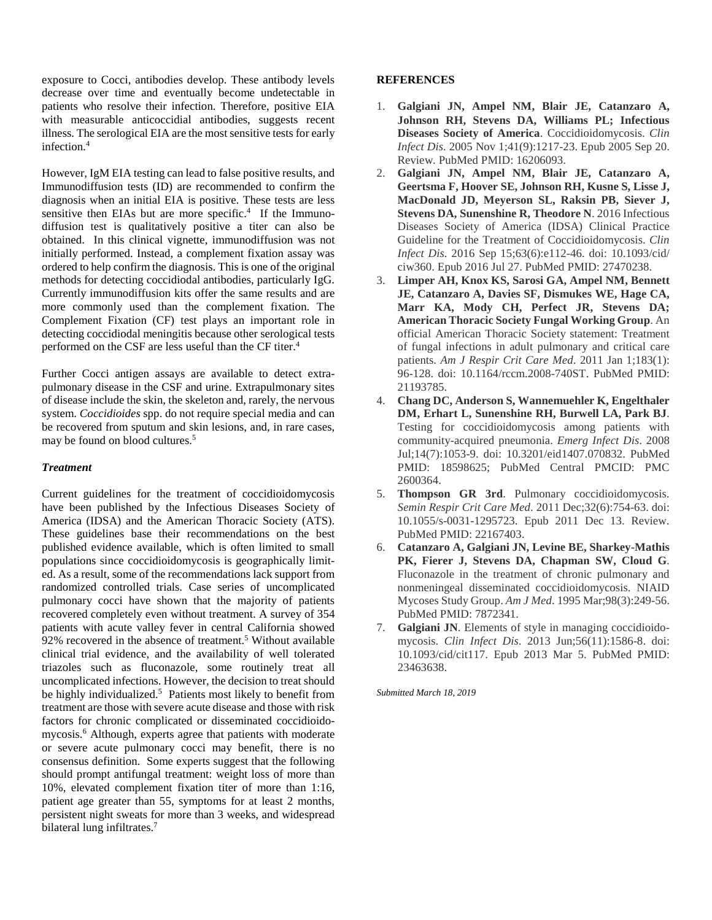exposure to Cocci, antibodies develop. These antibody levels decrease over time and eventually become undetectable in patients who resolve their infection. Therefore, positive EIA with measurable anticoccidial antibodies, suggests recent illness. The serological EIA are the most sensitive tests for early infection.[4]

However, IgM EIA testing can lead to false positive results, and Immunodiffusion tests (ID) are recommended to confirm the diagnosis when an initial EIA is positive. These tests are less sensitive then EIAs but are more specific.[4] If the Immunodiffusion test is qualitatively positive a titer can also be obtained. In this clinical vignette, immunodiffusion was not initially performed. Instead, a complement fixation assay was ordered to help confirm the diagnosis. This is one of the original methods for detecting coccidiodal antibodies, particularly IgG. Currently immunodiffusion kits offer the same results and are more commonly used than the complement fixation. The Complement Fixation (CF) test plays an important role in detecting coccidiodal meningitis because other serological tests performed on the CSF are less useful than the CF titer.[4]

Further Cocci antigen assays are available to detect extrapulmonary disease in the CSF and urine. Extrapulmonary sites of disease include the skin, the skeleton and, rarely, the nervous system. *Coccidioides* spp. do not require special media and can be recovered from sputum and skin lesions, and, in rare cases, may be found on blood cultures.[5]

### *Treatment*

Current guidelines for the treatment of coccidioidomycosis have been published by the Infectious Diseases Society of America (IDSA) and the American Thoracic Society (ATS). These guidelines base their recommendations on the best published evidence available, which is often limited to small populations since coccidioidomycosis is geographically limited. As a result, some of the recommendations lack support from randomized controlled trials. Case series of uncomplicated pulmonary cocci have shown that the majority of patients recovered completely even without treatment. A survey of 354 patients with acute valley fever in central California showed 92% recovered in the absence of treatment.[5] Without available clinical trial evidence, and the availability of well tolerated triazoles such as fluconazole, some routinely treat all uncomplicated infections. However, the decision to treat should be highly individualized.[5] Patients most likely to benefit from treatment are those with severe acute disease and those with risk factors for chronic complicated or disseminated coccidioidomycosis.[6] Although, experts agree that patients with moderate or severe acute pulmonary cocci may benefit, there is no consensus definition. Some experts suggest that the following should prompt antifungal treatment: weight loss of more than 10%, elevated complement fixation titer of more than 1:16, patient age greater than 55, symptoms for at least 2 months, persistent night sweats for more than 3 weeks, and widespread bilateral lung infiltrates.[7]

## REFERENCES

1. **Galgiani JN, Ampel NM, Blair JE, Catanzaro A, Johnson RH, Stevens DA, Williams PL; Infectious Diseases Society of America**. Coccidioidomycosis. *Clin Infect Dis*. 2005 Nov 1;41(9):1217-23. Epub 2005 Sep 20. Review. PubMed PMID: 16206093.
2. **Galgiani JN, Ampel NM, Blair JE, Catanzaro A, Geertsma F, Hoover SE, Johnson RH, Kusne S, Lisse J, MacDonald JD, Meyerson SL, Raksin PB, Siever J, Stevens DA, Sunenshine R, Theodore N**. 2016 Infectious Diseases Society of America (IDSA) Clinical Practice Guideline for the Treatment of Coccidioidomycosis. *Clin Infect Dis*. 2016 Sep 15;63(6):e112-46. doi: 10.1093/cid/ciw360. Epub 2016 Jul 27. PubMed PMID: 27470238.
3. **Limper AH, Knox KS, Sarosi GA, Ampel NM, Bennett JE, Catanzaro A, Davies SF, Dismukes WE, Hage CA, Marr KA, Mody CH, Perfect JR, Stevens DA; American Thoracic Society Fungal Working Group**. An official American Thoracic Society statement: Treatment of fungal infections in adult pulmonary and critical care patients. *Am J Respir Crit Care Med*. 2011 Jan 1;183(1): 96-128. doi: 10.1164/rccm.2008-740ST. PubMed PMID: 21193785.
4. **Chang DC, Anderson S, Wannemuehler K, Engelthaler DM, Erhart L, Sunenshine RH, Burwell LA, Park BJ**. Testing for coccidioidomycosis among patients with community-acquired pneumonia. *Emerg Infect Dis*. 2008 Jul;14(7):1053-9. doi: 10.3201/eid1407.070832. PubMed PMID: 18598625; PubMed Central PMCID: PMC 2600364.
5. **Thompson GR 3rd**. Pulmonary coccidioidomycosis. *Semin Respir Crit Care Med*. 2011 Dec;32(6):754-63. doi: 10.1055/s-0031-1295723. Epub 2011 Dec 13. Review. PubMed PMID: 22167403.
6. **Catanzaro A, Galgiani JN, Levine BE, Sharkey-Mathis PK, Fierer J, Stevens DA, Chapman SW, Cloud G**. Fluconazole in the treatment of chronic pulmonary and nonmeningeal disseminated coccidioidomycosis. NIAID Mycoses Study Group. *Am J Med*. 1995 Mar;98(3):249-56. PubMed PMID: 7872341.
7. **Galgiani JN**. Elements of style in managing coccidioidomycosis. *Clin Infect Dis*. 2013 Jun;56(11):1586-8. doi: 10.1093/cid/cit117. Epub 2013 Mar 5. PubMed PMID: 23463638.

*Submitted March 18, 2019*